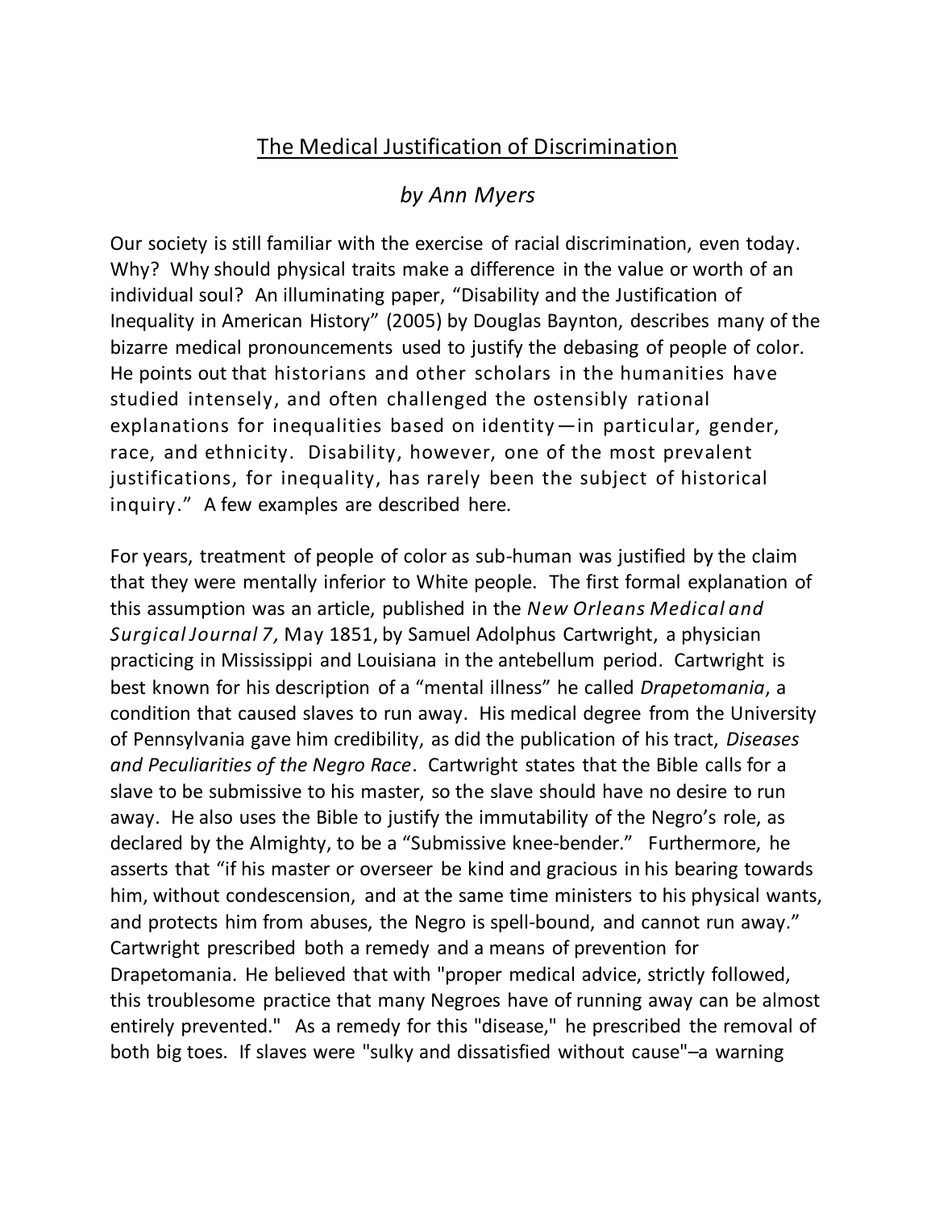# The Medical Justification of Discrimination

*by Ann Myers*

Our society is still familiar with the exercise of racial discrimination, even today. Why? Why should physical traits make a difference in the value or worth of an individual soul? An illuminating paper, "Disability and the Justification of Inequality in American History" (2005) by Douglas Baynton, describes many of the bizarre medical pronouncements used to justify the debasing of people of color. He points out that historians and other scholars in the humanities have studied intensely, and often challenged the ostensibly rational explanations for inequalities based on identity—in particular, gender, race, and ethnicity. Disability, however, one of the most prevalent justifications, for inequality, has rarely been the subject of historical inquiry." A few examples are described here.

For years, treatment of people of color as sub-human was justified by the claim that they were mentally inferior to White people. The first formal explanation of this assumption was an article, published in the *New Orleans Medical and Surgical Journal 7,* May 1851, by Samuel Adolphus Cartwright, a physician practicing in Mississippi and Louisiana in the antebellum period. Cartwright is best known for his description of a "mental illness" he called *Drapetomania*, a condition that caused slaves to run away. His medical degree from the University of Pennsylvania gave him credibility, as did the publication of his tract, *Diseases and Peculiarities of the Negro Race*. Cartwright states that the Bible calls for a slave to be submissive to his master, so the slave should have no desire to run away. He also uses the Bible to justify the immutability of the Negro's role, as declared by the Almighty, to be a "Submissive knee-bender." Furthermore, he asserts that "if his master or overseer be kind and gracious in his bearing towards him, without condescension, and at the same time ministers to his physical wants, and protects him from abuses, the Negro is spell-bound, and cannot run away." Cartwright prescribed both a remedy and a means of prevention for Drapetomania. He believed that with "proper medical advice, strictly followed, this troublesome practice that many Negroes have of running away can be almost entirely prevented." As a remedy for this "disease," he prescribed the removal of both big toes. If slaves were "sulky and dissatisfied without cause"–a warning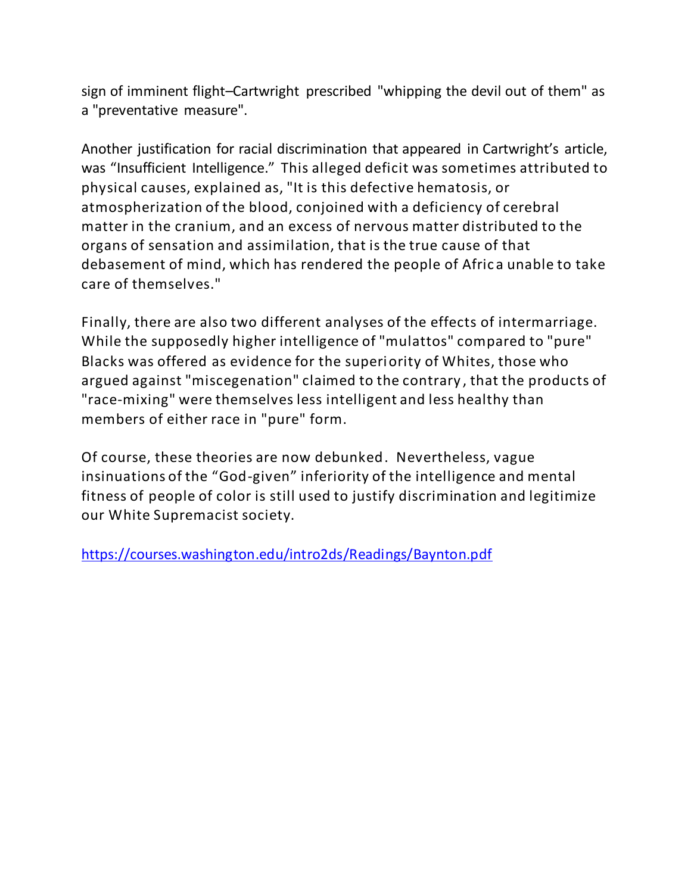sign of imminent flight–Cartwright prescribed "whipping the devil out of them" as a "preventative measure".

Another justification for racial discrimination that appeared in Cartwright's article, was "Insufficient Intelligence." This alleged deficit was sometimes attributed to physical causes, explained as, "It is this defective hematosis, or atmospherization of the blood, conjoined with a deficiency of cerebral matter in the cranium, and an excess of nervous matter distributed to the organs of sensation and assimilation, that is the true cause of that debasement of mind, which has rendered the people of Africa unable to take care of themselves."

Finally, there are also two different analyses of the effects of intermarriage. While the supposedly higher intelligence of "mulattos" compared to "pure" Blacks was offered as evidence for the superiority of Whites, those who argued against "miscegenation" claimed to the contrary, that the products of "race-mixing" were themselves less intelligent and less healthy than members of either race in "pure" form.

Of course, these theories are now debunked. Nevertheless, vague insinuations of the "God-given" inferiority of the intelligence and mental fitness of people of color is still used to justify discrimination and legitimize our White Supremacist society.

https://courses.washington.edu/intro2ds/Readings/Baynton.pdf